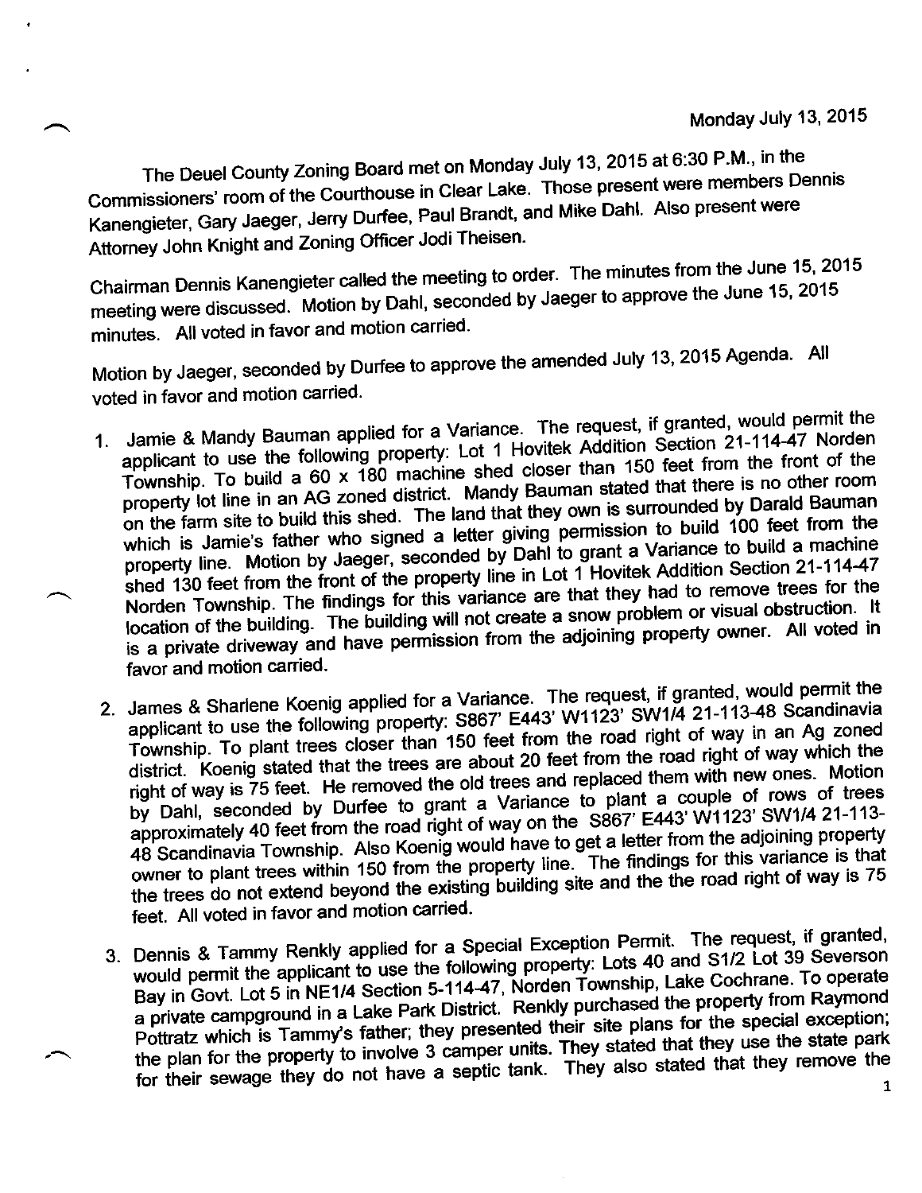Monday July 13, 2015

The Deuel County Zoning Board met on Monday July 13, 2015 at 6:30 P.M., in the Commissioners' room of the Courthouse in Clear Lake. Those present were members Dennis Kanengieter, Gary Jaeger, Jerry Durfee, Paul Brandt, and Mike Dahl. Also present were Attorney John Knight and Zoning Officer Jodi Theisen.

Chairman Dennis Kanengieter called the meeting to order. The minutes from the June 15, 2015 meeting were discussed. Motion by Dahl, seconded by Jaeger to approve the June 15, 2015 minutes. All voted in favor and motion carried.

Motion by Jaeger, seconded by Durfee to approve the amended July 13, 2015 Agenda. All voted in favor and motion carried.

1. Jamie & Mandy Bauman applied for a Variance. The request, if granted, would permit the applicant to use the following property: Lot 1 Hovitek Addition Section 21-114-47 Norden Township. To build a 60 x 180 machine shed closer than 150 feet from the front of the property lot line in an AG zoned district. Mandy Bauman stated that there is no other room on the farm site to build this shed. The land that they own is surrounded by Darald Bauman which is Jamie's father who signed a letter giving permission to build 100 feet from the property line. Motion by Jaeger, seconded by Dahl to grant a Variance to build a machine shed 130 feet from the front of the property line in Lot 1 Hovitek Addition Section 21-114-47 Norden Township. The findings for this variance are that they had to remove trees for the location of the building. The building will not create a snow problem or visual obstruction. It is a private driveway and have permission from the adjoining property owner. All voted in favor and motion carried.

2. James & Sharlene Koenig applied for a Variance. The request, if granted, would permit the applicant to use the following property: S867' E443' W1123' SW1/4 21-113-48 Scandinavia Township. To plant trees closer than 150 feet from the road right of way in an Ag zoned district. Koenig stated that the trees are about 20 feet from the road right of way which the right of way is 75 feet. He removed the old trees and replaced them with new ones. Motion by Dahl, seconded by Durfee to grant a Variance to plant a couple of rows of trees approximately 40 feet from the road right of way on the S867' E443' W1123' SW1/4 21-113-48 Scandinavia Township. Also Koenig would have to get a letter from the adjoining property owner to plant trees within 150 from the property line. The findings for this variance is that the trees do not extend beyond the existing building site and the the road right of way is 75 feet. All voted in favor and motion carried.

3. Dennis & Tammy Renkly applied for a Special Exception Permit. The request, if granted, would permit the applicant to use the following property: Lots 40 and S1/2 Lot 39 Severson Bay in Govt. Lot 5 in NE1/4 Section 5-114-47, Norden Township, Lake Cochrane. To operate a private campground in a Lake Park District. Renkly purchased the property from Raymond Pottratz which is Tammy's father; they presented their site plans for the special exception; the plan for the property to involve 3 camper units. They stated that they use the state park for their sewage they do not have a septic tank. They also stated that they remove the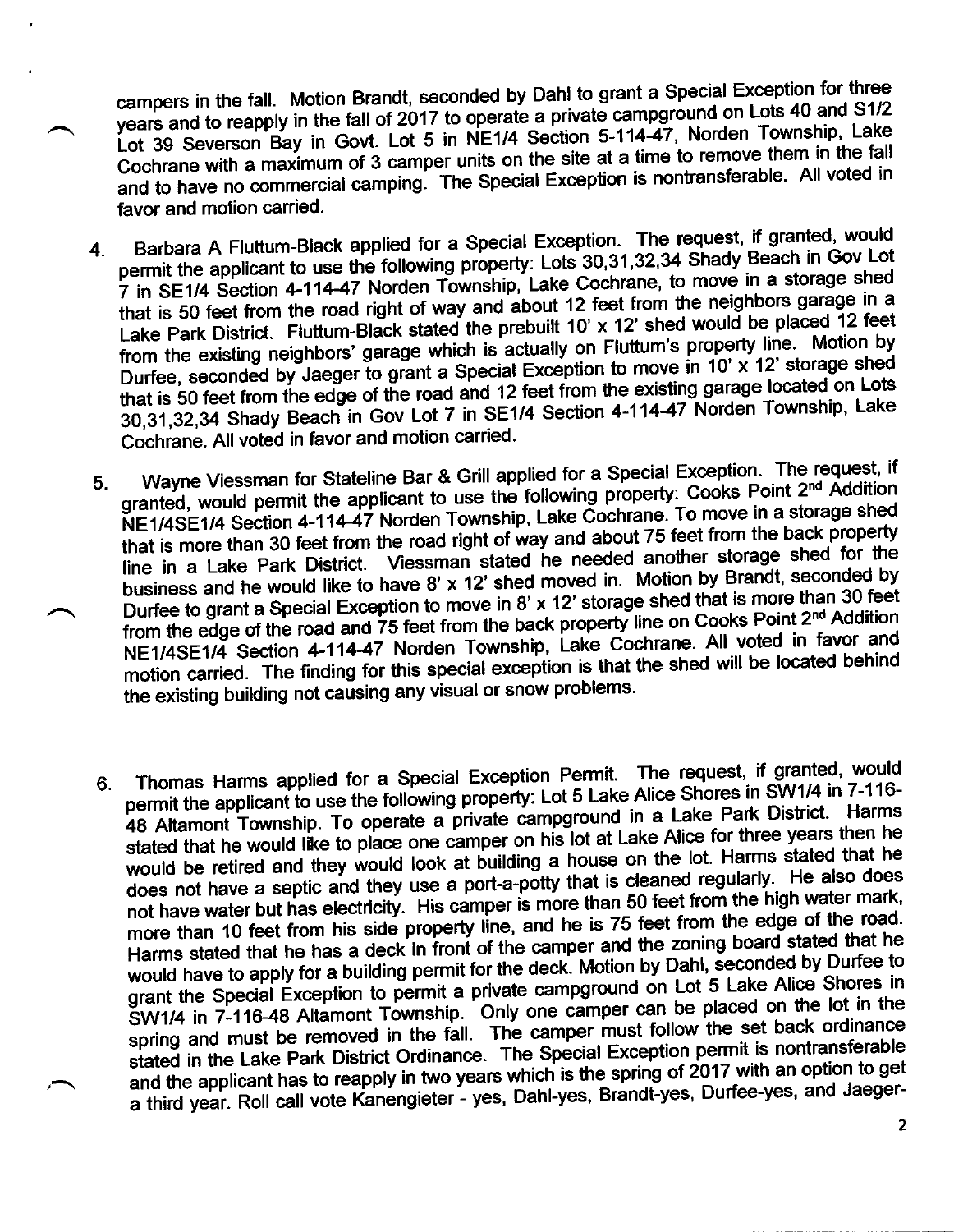campers in the fall. Motion Brandt, seconded by Dahl to grant a Special Exception for three years and to reapply in the fall of 2017 to operate a private campground on Lots 40 and S1/2 Lot 39 Severson Bay in Govt. Lot 5 in NE1/4 Section 5-114-47, Norden Township, Lake Cochrane with a maximum of 3 camper units on the site at a time to remove them in the fall and to have no commercial camping. The Special Exception is nontransferable. All voted in favor and motion carried.

4. Barbara A Fluttum-Black applied for a Special Exception. The request, if granted, would permit the applicant to use the following property: Lots 30,31,32,34 Shady Beach in Gov Lot 7 in SE1/4 Section 4-114-47 Norden Township, Lake Cochrane, to move in a storage shed that is 50 feet from the road right of way and about 12 feet from the neighbors garage in a Lake Park District. Fluttum-Black stated the prebuilt 10' x 12' shed would be placed 12 feet from the existing neighbors' garage which is actually on Fluttum's property line. Motion by Durfee, seconded by Jaeger to grant a Special Exception to move in 10' x 12' storage shed that is 50 feet from the edge of the road and 12 feet from the existing garage located on Lots 30,31,32,34 Shady Beach in Gov Lot 7 in SE1/4 Section 4-114-47 Norden Township, Lake Cochrane. All voted in favor and motion carried.

5. Wayne Viessman for Stateline Bar & Grill applied for a Special Exception. The request, if granted, would permit the applicant to use the following property: Cooks Point 2nd Addition NE1/4SE1/4 Section 4-114-47 Norden Township, Lake Cochrane. To move in a storage shed that is more than 30 feet from the road right of way and about 75 feet from the back property line in a Lake Park District. Viessman stated he needed another storage shed for the business and he would like to have 8' x 12' shed moved in. Motion by Brandt, seconded by Durfee to grant a Special Exception to move in 8' x 12' storage shed that is more than 30 feet from the edge of the road and 75 feet from the back property line on Cooks Point 2nd Addition NE1/4SE1/4 Section 4-114-47 Norden Township, Lake Cochrane. All voted in favor and motion carried. The finding for this special exception is that the shed will be located behind the existing building not causing any visual or snow problems.

6. Thomas Harms applied for a Special Exception Permit. The request, if granted, would permit the applicant to use the following property: Lot 5 Lake Alice Shores in SW1/4 in 7-116-48 Altamont Township. To operate a private campground in a Lake Park District. Harms stated that he would like to place one camper on his lot at Lake Alice for three years then he would be retired and they would look at building a house on the lot. Harms stated that he does not have a septic and they use a port-a-potty that is cleaned regularly. He also does not have water but has electricity. His camper is more than 50 feet from the high water mark, more than 10 feet from his side property line, and he is 75 feet from the edge of the road. Harms stated that he has a deck in front of the camper and the zoning board stated that he would have to apply for a building permit for the deck. Motion by Dahl, seconded by Durfee to grant the Special Exception to permit a private campground on Lot 5 Lake Alice Shores in SW1/4 in 7-116-48 Altamont Township. Only one camper can be placed on the lot in the spring and must be removed in the fall. The camper must follow the set back ordinance stated in the Lake Park District Ordinance. The Special Exception permit is nontransferable and the applicant has to reapply in two years which is the spring of 2017 with an option to get a third year. Roll call vote Kanengieter - yes, Dahl-yes, Brandt-yes, Durfee-yes, and Jaeger-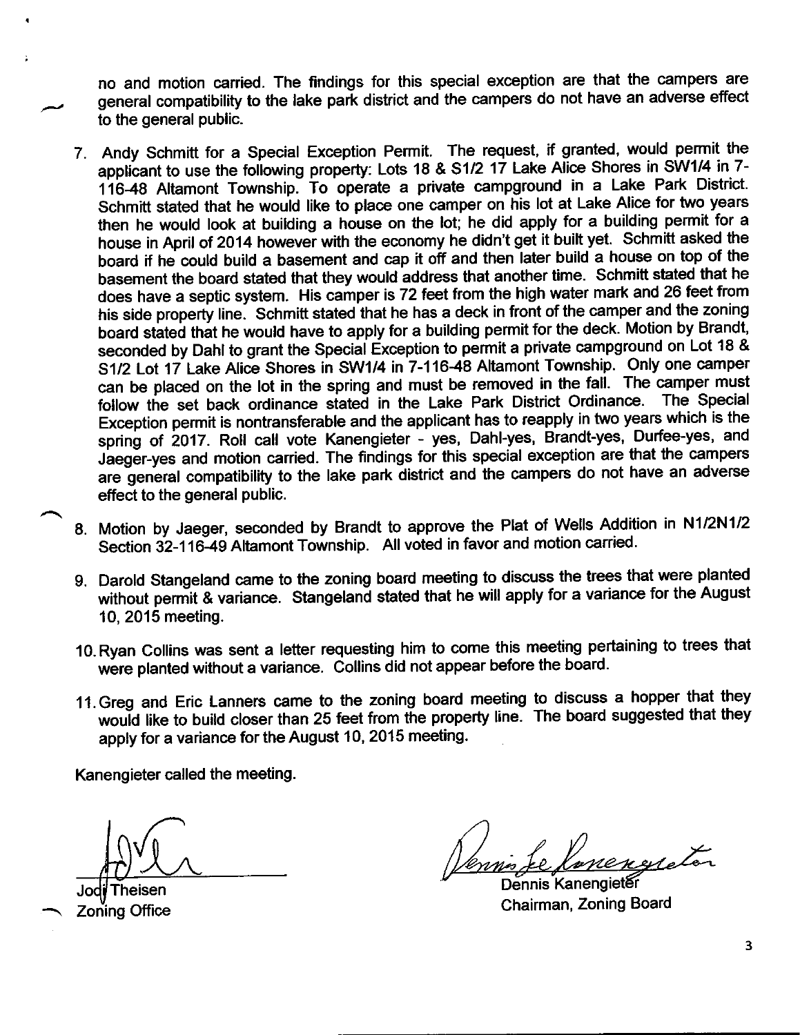no and motion carried. The findings for this special exception are that the campers are general compatibility to the lake park district and the campers do not have an adverse effect to the general public.

7. Andy Schmitt for a Special Exception Permit. The request, if granted, would permit the applicant to use the following property: Lots 18 & S1/2 17 Lake Alice Shores in SW1/4 in 7-116-48 Altamont Township. To operate a private campground in a Lake Park District. Schmitt stated that he would like to place one camper on his lot at Lake Alice for two years then he would look at building a house on the lot; he did apply for a building permit for a house in April of 2014 however with the economy he didn't get it built yet. Schmitt asked the board if he could build a basement and cap it off and then later build a house on top of the basement the board stated that they would address that another time. Schmitt stated that he does have a septic system. His camper is 72 feet from the high water mark and 26 feet from his side property line. Schmitt stated that he has a deck in front of the camper and the zoning board stated that he would have to apply for a building permit for the deck. Motion by Brandt, seconded by Dahl to grant the Special Exception to permit a private campground on Lot 18 & S1/2 Lot 17 Lake Alice Shores in SW1/4 in 7-116-48 Altamont Township. Only one camper can be placed on the lot in the spring and must be removed in the fall. The camper must follow the set back ordinance stated in the Lake Park District Ordinance. The Special Exception permit is nontransferable and the applicant has to reapply in two years which is the spring of 2017. Roll call vote Kanengieter - yes, Dahl-yes, Brandt-yes, Durfee-yes, and Jaeger-yes and motion carried. The findings for this special exception are that the campers are general compatibility to the lake park district and the campers do not have an adverse effect to the general public.

8. Motion by Jaeger, seconded by Brandt to approve the Plat of Wells Addition in N1/2N1/2 Section 32-116-49 Altamont Township. All voted in favor and motion carried.

9. Darold Stangeland came to the zoning board meeting to discuss the trees that were planted without permit & variance. Stangeland stated that he will apply for a variance for the August 10, 2015 meeting.

10. Ryan Collins was sent a letter requesting him to come this meeting pertaining to trees that were planted without a variance. Collins did not appear before the board.

11. Greg and Eric Lanners came to the zoning board meeting to discuss a hopper that they would like to build closer than 25 feet from the property line. The board suggested that they apply for a variance for the August 10, 2015 meeting.

Kanengieter called the meeting.

Jodi Theisen
Zoning Office

Dennis Kanengieter
Chairman, Zoning Board